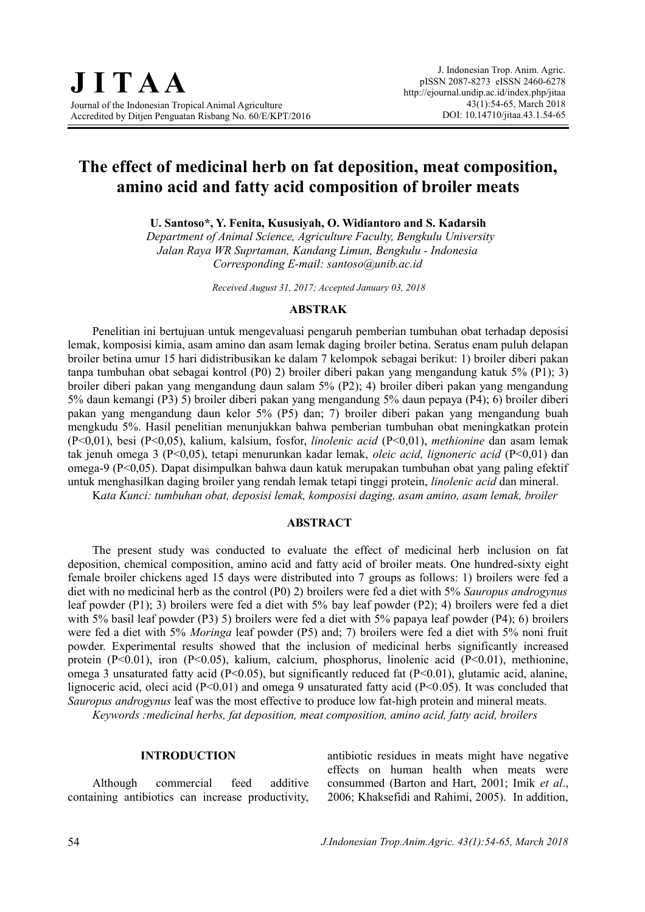# The effect of medicinal herb on fat deposition, meat composition, amino acid and fatty acid composition of broiler meats

**U. Santoso\*, Y. Fenita, Kususiyah, O. Widiantoro and S. Kadarsih**

*Department of Animal Science, Agriculture Faculty, Bengkulu University*
*Jalan Raya WR Suprtaman, Kandang Limun, Bengkulu - Indonesia*
*Corresponding E-mail: santoso@unib.ac.id*

*Received August 31, 2017; Accepted January 03, 2018*

## ABSTRAK

Penelitian ini bertujuan untuk mengevaluasi pengaruh pemberian tumbuhan obat terhadap deposisi lemak, komposisi kimia, asam amino dan asam lemak daging broiler betina. Seratus enam puluh delapan broiler betina umur 15 hari didistribusikan ke dalam 7 kelompok sebagai berikut: 1) broiler diberi pakan tanpa tumbuhan obat sebagai kontrol (P0) 2) broiler diberi pakan yang mengandung katuk 5% (P1); 3) broiler diberi pakan yang mengandung daun salam 5% (P2); 4) broiler diberi pakan yang mengandung 5% daun kemangi (P3) 5) broiler diberi pakan yang mengandung 5% daun pepaya (P4); 6) broiler diberi pakan yang mengandung daun kelor 5% (P5) dan; 7) broiler diberi pakan yang mengandung buah mengkudu 5%. Hasil penelitian menunjukkan bahwa pemberian tumbuhan obat meningkatkan protein (P<0,01), besi (P<0,05), kalium, kalsium, fosfor, *linolenic acid* (P<0,01), *methionine* dan asam lemak tak jenuh omega 3 (P<0,05), tetapi menurunkan kadar lemak, *oleic acid, lignoneric acid* (P<0,01) dan omega-9 (P<0,05). Dapat disimpulkan bahwa daun katuk merupakan tumbuhan obat yang paling efektif untuk menghasilkan daging broiler yang rendah lemak tetapi tinggi protein, *linolenic acid* dan mineral.

K*ata Kunci: tumbuhan obat, deposisi lemak, komposisi daging, asam amino, asam lemak, broiler*

## ABSTRACT

The present study was conducted to evaluate the effect of medicinal herb inclusion on fat deposition, chemical composition, amino acid and fatty acid of broiler meats. One hundred-sixty eight female broiler chickens aged 15 days were distributed into 7 groups as follows: 1) broilers were fed a diet with no medicinal herb as the control (P0) 2) broilers were fed a diet with 5% *Sauropus androgynus* leaf powder (P1); 3) broilers were fed a diet with 5% bay leaf powder (P2); 4) broilers were fed a diet with 5% basil leaf powder (P3) 5) broilers were fed a diet with 5% papaya leaf powder (P4); 6) broilers were fed a diet with 5% *Moringa* leaf powder (P5) and; 7) broilers were fed a diet with 5% noni fruit powder. Experimental results showed that the inclusion of medicinal herbs significantly increased protein (P<0.01), iron (P<0.05), kalium, calcium, phosphorus, linolenic acid (P<0.01), methionine, omega 3 unsaturated fatty acid (P<0.05), but significantly reduced fat (P<0.01), glutamic acid, alanine, lignoceric acid, oleci acid (P<0.01) and omega 9 unsaturated fatty acid (P<0.05). It was concluded that *Sauropus androgynus* leaf was the most effective to produce low fat-high protein and mineral meats.

*Keywords :medicinal herbs, fat deposition, meat composition, amino acid, fatty acid, broilers*

## INTRODUCTION

Although commercial feed additive containing antibiotics can increase productivity, antibiotic residues in meats might have negative effects on human health when meats were consummed (Barton and Hart, 2001; Imik *et al*., 2006; Khaksefidi and Rahimi, 2005). In addition,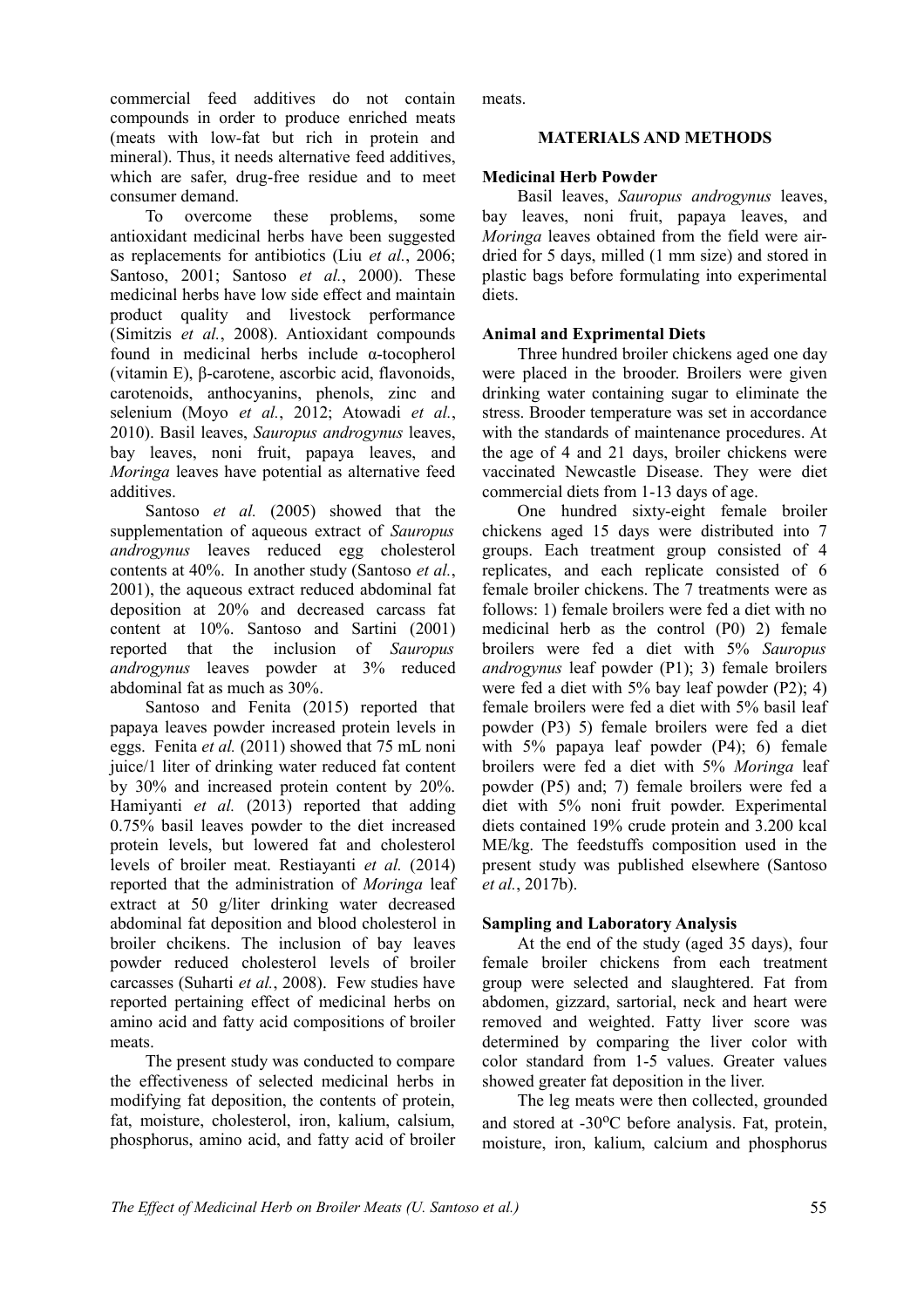commercial feed additives do not contain compounds in order to produce enriched meats (meats with low-fat but rich in protein and mineral). Thus, it needs alternative feed additives, which are safer, drug-free residue and to meet consumer demand.

To overcome these problems, some antioxidant medicinal herbs have been suggested as replacements for antibiotics (Liu *et al.*, 2006; Santoso, 2001; Santoso *et al.*, 2000). These medicinal herbs have low side effect and maintain product quality and livestock performance (Simitzis *et al.*, 2008). Antioxidant compounds found in medicinal herbs include α-tocopherol (vitamin E), β-carotene, ascorbic acid, flavonoids, carotenoids, anthocyanins, phenols, zinc and selenium (Moyo *et al.*, 2012; Atowadi *et al.*, 2010). Basil leaves, *Sauropus androgynus* leaves, bay leaves, noni fruit, papaya leaves, and *Moringa* leaves have potential as alternative feed additives.

Santoso *et al.* (2005) showed that the supplementation of aqueous extract of *Sauropus androgynus* leaves reduced egg cholesterol contents at 40%. In another study (Santoso *et al.*, 2001), the aqueous extract reduced abdominal fat deposition at 20% and decreased carcass fat content at 10%. Santoso and Sartini (2001) reported that the inclusion of *Sauropus androgynus* leaves powder at 3% reduced abdominal fat as much as 30%.

Santoso and Fenita (2015) reported that papaya leaves powder increased protein levels in eggs. Fenita *et al.* (2011) showed that 75 mL noni juice/1 liter of drinking water reduced fat content by 30% and increased protein content by 20%. Hamiyanti *et al.* (2013) reported that adding 0.75% basil leaves powder to the diet increased protein levels, but lowered fat and cholesterol levels of broiler meat. Restiayanti *et al.* (2014) reported that the administration of *Moringa* leaf extract at 50 g/liter drinking water decreased abdominal fat deposition and blood cholesterol in broiler chcikens. The inclusion of bay leaves powder reduced cholesterol levels of broiler carcasses (Suharti *et al.*, 2008). Few studies have reported pertaining effect of medicinal herbs on amino acid and fatty acid compositions of broiler meats.

The present study was conducted to compare the effectiveness of selected medicinal herbs in modifying fat deposition, the contents of protein, fat, moisture, cholesterol, iron, kalium, calsium, phosphorus, amino acid, and fatty acid of broiler meats.

## MATERIALS AND METHODS

### Medicinal Herb Powder

Basil leaves, *Sauropus androgynus* leaves, bay leaves, noni fruit, papaya leaves, and *Moringa* leaves obtained from the field were air-dried for 5 days, milled (1 mm size) and stored in plastic bags before formulating into experimental diets.

### Animal and Exprimental Diets

Three hundred broiler chickens aged one day were placed in the brooder. Broilers were given drinking water containing sugar to eliminate the stress. Brooder temperature was set in accordance with the standards of maintenance procedures. At the age of 4 and 21 days, broiler chickens were vaccinated Newcastle Disease. They were diet commercial diets from 1-13 days of age.

One hundred sixty-eight female broiler chickens aged 15 days were distributed into 7 groups. Each treatment group consisted of 4 replicates, and each replicate consisted of 6 female broiler chickens. The 7 treatments were as follows: 1) female broilers were fed a diet with no medicinal herb as the control (P0) 2) female broilers were fed a diet with 5% *Sauropus androgynus* leaf powder (P1); 3) female broilers were fed a diet with 5% bay leaf powder (P2); 4) female broilers were fed a diet with 5% basil leaf powder (P3) 5) female broilers were fed a diet with 5% papaya leaf powder (P4); 6) female broilers were fed a diet with 5% *Moringa* leaf powder (P5) and; 7) female broilers were fed a diet with 5% noni fruit powder. Experimental diets contained 19% crude protein and 3.200 kcal ME/kg. The feedstuffs composition used in the present study was published elsewhere (Santoso *et al.*, 2017b).

### Sampling and Laboratory Analysis

At the end of the study (aged 35 days), four female broiler chickens from each treatment group were selected and slaughtered. Fat from abdomen, gizzard, sartorial, neck and heart were removed and weighted. Fatty liver score was determined by comparing the liver color with color standard from 1-5 values. Greater values showed greater fat deposition in the liver.

The leg meats were then collected, grounded and stored at -30$^{o}$C before analysis. Fat, protein, moisture, iron, kalium, calcium and phosphorus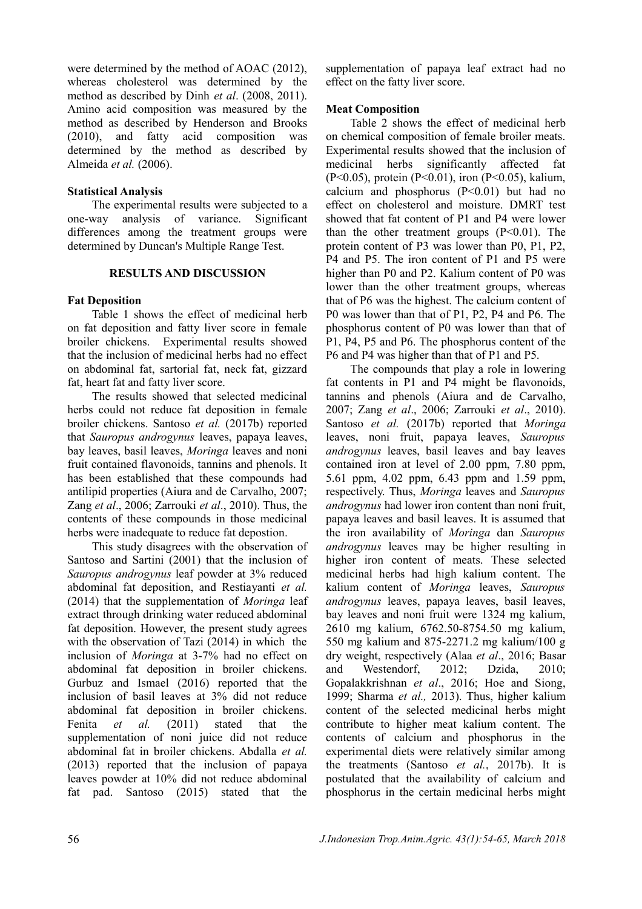were determined by the method of AOAC (2012), whereas cholesterol was determined by the method as described by Dinh *et al*. (2008, 2011). Amino acid composition was measured by the method as described by Henderson and Brooks (2010), and fatty acid composition was determined by the method as described by Almeida *et al.* (2006).

### Statistical Analysis

The experimental results were subjected to a one-way analysis of variance. Significant differences among the treatment groups were determined by Duncan's Multiple Range Test.

## RESULTS AND DISCUSSION

### Fat Deposition

Table 1 shows the effect of medicinal herb on fat deposition and fatty liver score in female broiler chickens. Experimental results showed that the inclusion of medicinal herbs had no effect on abdominal fat, sartorial fat, neck fat, gizzard fat, heart fat and fatty liver score.

The results showed that selected medicinal herbs could not reduce fat deposition in female broiler chickens. Santoso *et al.* (2017b) reported that *Sauropus androgynus* leaves, papaya leaves, bay leaves, basil leaves, *Moringa* leaves and noni fruit contained flavonoids, tannins and phenols. It has been established that these compounds had antilipid properties (Aiura and de Carvalho, 2007; Zang *et al*., 2006; Zarrouki *et al*., 2010). Thus, the contents of these compounds in those medicinal herbs were inadequate to reduce fat depostion.

This study disagrees with the observation of Santoso and Sartini (2001) that the inclusion of *Sauropus androgynus* leaf powder at 3% reduced abdominal fat deposition, and Restiayanti *et al.* (2014) that the supplementation of *Moringa* leaf extract through drinking water reduced abdominal fat deposition. However, the present study agrees with the observation of Tazi (2014) in which the inclusion of *Moringa* at 3-7% had no effect on abdominal fat deposition in broiler chickens. Gurbuz and Ismael (2016) reported that the inclusion of basil leaves at 3% did not reduce abdominal fat deposition in broiler chickens. Fenita *et al.* (2011) stated that the supplementation of noni juice did not reduce abdominal fat in broiler chickens. Abdalla *et al.* (2013) reported that the inclusion of papaya leaves powder at 10% did not reduce abdominal fat pad. Santoso (2015) stated that the supplementation of papaya leaf extract had no effect on the fatty liver score.

### Meat Composition

Table 2 shows the effect of medicinal herb on chemical composition of female broiler meats. Experimental results showed that the inclusion of medicinal herbs significantly affected fat ($P<0.05$), protein ($P<0.01$), iron ($P<0.05$), kalium, calcium and phosphorus ($P<0.01$) but had no effect on cholesterol and moisture. DMRT test showed that fat content of P1 and P4 were lower than the other treatment groups ($P<0.01$). The protein content of P3 was lower than P0, P1, P2, P4 and P5. The iron content of P1 and P5 were higher than P0 and P2. Kalium content of P0 was lower than the other treatment groups, whereas that of P6 was the highest. The calcium content of P0 was lower than that of P1, P2, P4 and P6. The phosphorus content of P0 was lower than that of P1, P4, P5 and P6. The phosphorus content of the P6 and P4 was higher than that of P1 and P5.

The compounds that play a role in lowering fat contents in P1 and P4 might be flavonoids, tannins and phenols (Aiura and de Carvalho, 2007; Zang *et al*., 2006; Zarrouki *et al*., 2010). Santoso *et al.* (2017b) reported that *Moringa* leaves, noni fruit, papaya leaves, *Sauropus androgynus* leaves, basil leaves and bay leaves contained iron at level of 2.00 ppm, 7.80 ppm, 5.61 ppm, 4.02 ppm, 6.43 ppm and 1.59 ppm, respectively. Thus, *Moringa* leaves and *Sauropus androgynus* had lower iron content than noni fruit, papaya leaves and basil leaves. It is assumed that the iron availability of *Moringa* dan *Sauropus androgynus* leaves may be higher resulting in higher iron content of meats. These selected medicinal herbs had high kalium content. The kalium content of *Moringa* leaves, *Sauropus androgynus* leaves, papaya leaves, basil leaves, bay leaves and noni fruit were 1324 mg kalium, 2610 mg kalium, 6762.50-8754.50 mg kalium, 550 mg kalium and 875-2271.2 mg kalium/100 g dry weight, respectively (Alaa *et al*., 2016; Basar and Westendorf, 2012; Dzida, 2010; Gopalakkrishnan *et al*., 2016; Hoe and Siong, 1999; Sharma *et al.,* 2013). Thus, higher kalium content of the selected medicinal herbs might contribute to higher meat kalium content. The contents of calcium and phosphorus in the experimental diets were relatively similar among the treatments (Santoso *et al.*, 2017b). It is postulated that the availability of calcium and phosphorus in the certain medicinal herbs might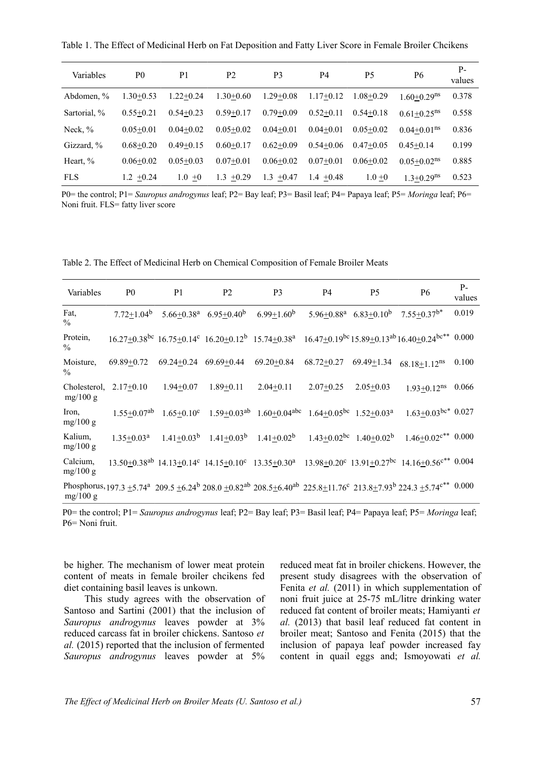Table 1. The Effect of Medicinal Herb on Fat Deposition and Fatty Liver Score in Female Broiler Chcikens

| Variables | P0 | P1 | P2 | P3 | P4 | P5 | P6 | P-values |
|---|---|---|---|---|---|---|---|---|
| Abdomen, % | 1.30+0.53 | 1.22+0.24 | 1.30+0.60 | 1.29+0.08 | 1.17+0.12 | 1.08+0.29 | 1.60+0.29[ns] | 0.378 |
| Sartorial, % | 0.55+0.21 | 0.54+0.23 | 0.59+0.17 | 0.79+0.09 | 0.52+0.11 | 0.54+0.18 | 0.61+0.25[ns] | 0.558 |
| Neck, % | 0.05+0.01 | 0.04+0.02 | 0.05+0.02 | 0.04+0.01 | 0.04+0.01 | 0.05+0.02 | 0.04+0.01[ns] | 0.836 |
| Gizzard, % | 0.68+0.20 | 0.49+0.15 | 0.60+0.17 | 0.62+0.09 | 0.54+0.06 | 0.47+0.05 | 0.45+0.14 | 0.199 |
| Heart, % | 0.06+0.02 | 0.05+0.03 | 0.07+0.01 | 0.06+0.02 | 0.07+0.01 | 0.06+0.02 | 0.05+0.02[ns] | 0.885 |
| FLS | 1.2 +0.24 | 1.0 +0 | 1.3 +0.29 | 1.3 +0.47 | 1.4 +0.48 | 1.0 +0 | 1.3+0.29[ns] | 0.523 |

P0= the control; P1= *Sauropus androgynus* leaf; P2= Bay leaf; P3= Basil leaf; P4= Papaya leaf; P5= *Moringa* leaf; P6= Noni fruit. FLS= fatty liver score

Table 2. The Effect of Medicinal Herb on Chemical Composition of Female Broiler Meats

| Variables | P0 | P1 | P2 | P3 | P4 | P5 | P6 | P-values |
|---|---|---|---|---|---|---|---|---|
| Fat, % | 7.72+1.04[b] | 5.66+0.38[a] | 6.95+0.40[b] | 6.99+1.60[b] | 5.96+0.88[a] | 6.83+0.10[b] | 7.55+0.37[b*] | 0.019 |
| Protein, % | 16.27+0.38[bc] | 16.75+0.14[c] | 16.20+0.12[b] | 15.74+0.38[a] | 16.47+0.19[bc] | 15.89+0.13[ab] | 16.40+0.24[bc**] | 0.000 |
| Moisture, % | 69.89+0.72 | 69.24+0.24 | 69.69+0.44 | 69.20+0.84 | 68.72+0.27 | 69.49+1.34 | 68.18+1.12[ns] | 0.100 |
| Cholesterol, mg/100 g | 2.17+0.10 | 1.94+0.07 | 1.89+0.11 | 2.04+0.11 | 2.07+0.25 | 2.05+0.03 | 1.93+0.12[ns] | 0.066 |
| Iron, mg/100 g | 1.55+0.07[ab] | 1.65+0.10[c] | 1.59+0.03[ab] | 1.60+0.04[abc] | 1.64+0.05[bc] | 1.52+0.03[a] | 1.63+0.03[bc*] | 0.027 |
| Kalium, mg/100 g | 1.35+0.03[a] | 1.41+0.03[b] | 1.41+0.03[b] | 1.41+0.02[b] | 1.43+0.02[bc] | 1.40+0.02[b] | 1.46+0.02[c**] | 0.000 |
| Calcium, mg/100 g | 13.50+0.38[ab] | 14.13+0.14[c] | 14.15+0.10[c] | 13.35+0.30[a] | 13.98+0.20[c] | 13.91+0.27[bc] | 14.16+0.56[c**] | 0.004 |
| Phosphorus, mg/100 g | 197.3 +5.74[a] | 209.5 +6.24[b] | 208.0 +0.82[ab] | 208.5+6.40[ab] | 225.8+11.76[c] | 213.8+7.93[b] | 224.3 +5.74[c**] | 0.000 |

P0= the control; P1= *Sauropus androgynus* leaf; P2= Bay leaf; P3= Basil leaf; P4= Papaya leaf; P5= *Moringa* leaf; P6= Noni fruit.

be higher. The mechanism of lower meat protein content of meats in female broiler chcikens fed diet containing basil leaves is unkown.

This study agrees with the observation of Santoso and Sartini (2001) that the inclusion of *Sauropus androgynus* leaves powder at 3% reduced carcass fat in broiler chickens. Santoso *et al.* (2015) reported that the inclusion of fermented *Sauropus androgynus* leaves powder at 5% reduced meat fat in broiler chickens. However, the present study disagrees with the observation of Fenita *et al.* (2011) in which supplementation of noni fruit juice at 25-75 mL/litre drinking water reduced fat content of broiler meats; Hamiyanti *et al.* (2013) that basil leaf reduced fat content in broiler meat; Santoso and Fenita (2015) that the inclusion of papaya leaf powder increased fay content in quail eggs and; Ismoyowati *et al.*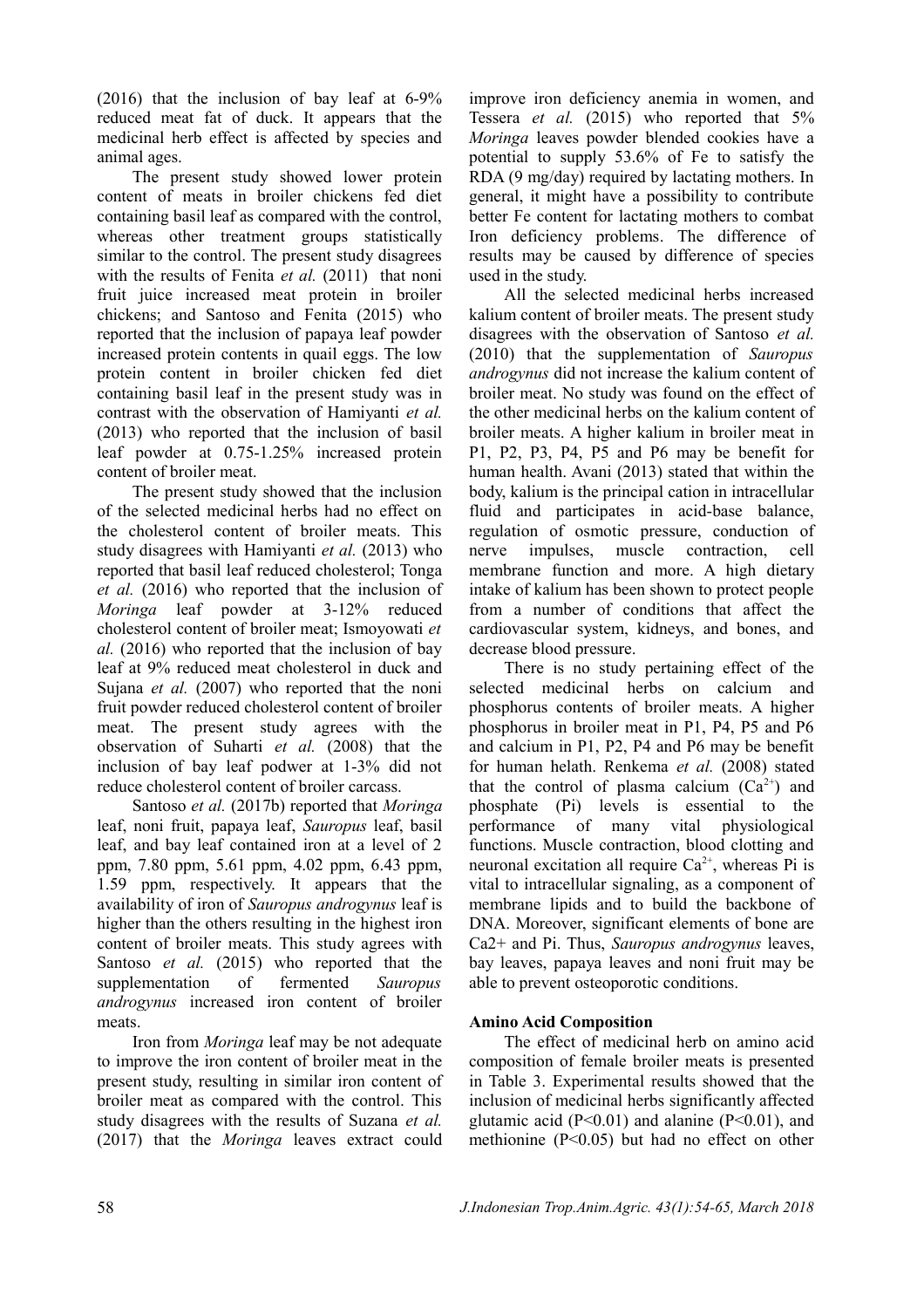(2016) that the inclusion of bay leaf at 6-9% reduced meat fat of duck. It appears that the medicinal herb effect is affected by species and animal ages.

The present study showed lower protein content of meats in broiler chickens fed diet containing basil leaf as compared with the control, whereas other treatment groups statistically similar to the control. The present study disagrees with the results of Fenita *et al.* (2011) that noni fruit juice increased meat protein in broiler chickens; and Santoso and Fenita (2015) who reported that the inclusion of papaya leaf powder increased protein contents in quail eggs. The low protein content in broiler chicken fed diet containing basil leaf in the present study was in contrast with the observation of Hamiyanti *et al.* (2013) who reported that the inclusion of basil leaf powder at 0.75-1.25% increased protein content of broiler meat.

The present study showed that the inclusion of the selected medicinal herbs had no effect on the cholesterol content of broiler meats. This study disagrees with Hamiyanti *et al.* (2013) who reported that basil leaf reduced cholesterol; Tonga *et al.* (2016) who reported that the inclusion of *Moringa* leaf powder at 3-12% reduced cholesterol content of broiler meat; Ismoyowati *et al.* (2016) who reported that the inclusion of bay leaf at 9% reduced meat cholesterol in duck and Sujana *et al.* (2007) who reported that the noni fruit powder reduced cholesterol content of broiler meat. The present study agrees with the observation of Suharti *et al.* (2008) that the inclusion of bay leaf podwer at 1-3% did not reduce cholesterol content of broiler carcass.

Santoso *et al.* (2017b) reported that *Moringa* leaf, noni fruit, papaya leaf, *Sauropus* leaf, basil leaf, and bay leaf contained iron at a level of 2 ppm, 7.80 ppm, 5.61 ppm, 4.02 ppm, 6.43 ppm, 1.59 ppm, respectively. It appears that the availability of iron of *Sauropus androgynus* leaf is higher than the others resulting in the highest iron content of broiler meats. This study agrees with Santoso *et al.* (2015) who reported that the supplementation of fermented *Sauropus androgynus* increased iron content of broiler meats.

Iron from *Moringa* leaf may be not adequate to improve the iron content of broiler meat in the present study, resulting in similar iron content of broiler meat as compared with the control. This study disagrees with the results of Suzana *et al.* (2017) that the *Moringa* leaves extract could improve iron deficiency anemia in women, and Tessera *et al.* (2015) who reported that 5% *Moringa* leaves powder blended cookies have a potential to supply 53.6% of Fe to satisfy the RDA (9 mg/day) required by lactating mothers. In general, it might have a possibility to contribute better Fe content for lactating mothers to combat Iron deficiency problems. The difference of results may be caused by difference of species used in the study.

All the selected medicinal herbs increased kalium content of broiler meats. The present study disagrees with the observation of Santoso *et al.* (2010) that the supplementation of *Sauropus androgynus* did not increase the kalium content of broiler meat. No study was found on the effect of the other medicinal herbs on the kalium content of broiler meats. A higher kalium in broiler meat in P1, P2, P3, P4, P5 and P6 may be benefit for human health. Avani (2013) stated that within the body, kalium is the principal cation in intracellular fluid and participates in acid-base balance, regulation of osmotic pressure, conduction of nerve impulses, muscle contraction, cell membrane function and more. A high dietary intake of kalium has been shown to protect people from a number of conditions that affect the cardiovascular system, kidneys, and bones, and decrease blood pressure.

There is no study pertaining effect of the selected medicinal herbs on calcium and phosphorus contents of broiler meats. A higher phosphorus in broiler meat in P1, P4, P5 and P6 and calcium in P1, P2, P4 and P6 may be benefit for human helath. Renkema *et al.* (2008) stated that the control of plasma calcium ($Ca^{2+}$) and phosphate (Pi) levels is essential to the performance of many vital physiological functions. Muscle contraction, blood clotting and neuronal excitation all require $Ca^{2+}$, whereas Pi is vital to intracellular signaling, as a component of membrane lipids and to build the backbone of DNA. Moreover, significant elements of bone are Ca2+ and Pi. Thus, *Sauropus androgynus* leaves, bay leaves, papaya leaves and noni fruit may be able to prevent osteoporotic conditions.

**Amino Acid Composition**

The effect of medicinal herb on amino acid composition of female broiler meats is presented in Table 3. Experimental results showed that the inclusion of medicinal herbs significantly affected glutamic acid ($P<0.01$) and alanine ($P<0.01$), and methionine ($P<0.05$) but had no effect on other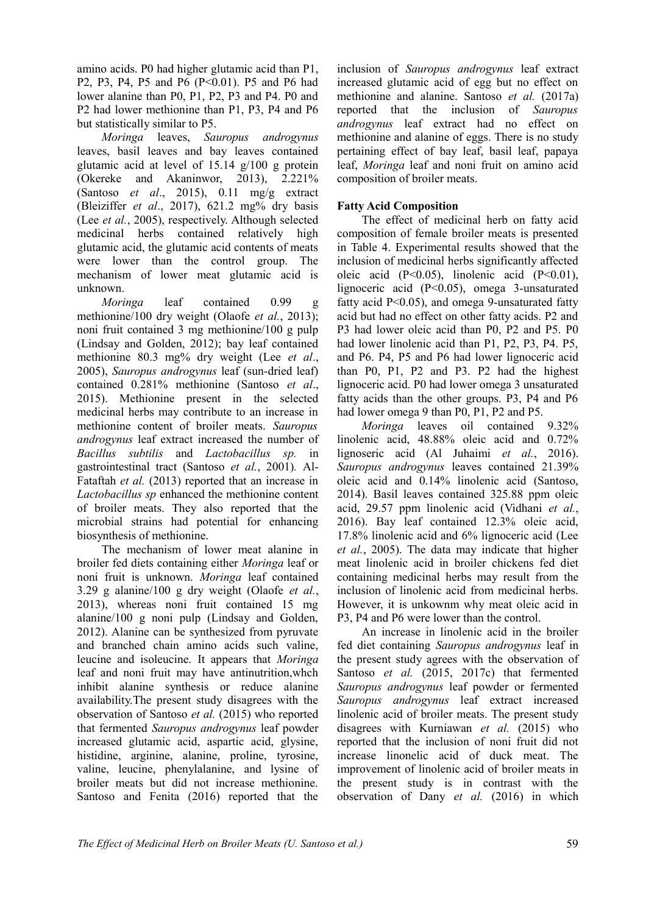amino acids. P0 had higher glutamic acid than P1, P2, P3, P4, P5 and P6 ($P<0.01$). P5 and P6 had lower alanine than P0, P1, P2, P3 and P4. P0 and P2 had lower methionine than P1, P3, P4 and P6 but statistically similar to P5.

*Moringa* leaves, *Sauropus androgynus* leaves, basil leaves and bay leaves contained glutamic acid at level of 15.14 g/100 g protein (Okereke and Akaninwor, 2013), 2.221% (Santoso *et al*., 2015), 0.11 mg/g extract (Bleiziffer *et al*., 2017), 621.2 mg% dry basis (Lee *et al.*, 2005), respectively. Although selected medicinal herbs contained relatively high glutamic acid, the glutamic acid contents of meats were lower than the control group. The mechanism of lower meat glutamic acid is unknown.

*Moringa* leaf contained 0.99 g methionine/100 dry weight (Olaofe *et al.*, 2013); noni fruit contained 3 mg methionine/100 g pulp (Lindsay and Golden, 2012); bay leaf contained methionine 80.3 mg% dry weight (Lee *et al*., 2005), *Sauropus androgynus* leaf (sun-dried leaf) contained 0.281% methionine (Santoso *et al*., 2015). Methionine present in the selected medicinal herbs may contribute to an increase in methionine content of broiler meats. *Sauropus androgynus* leaf extract increased the number of *Bacillus subtilis* and *Lactobacillus sp.* in gastrointestinal tract (Santoso *et al.*, 2001). Al-Fataftah *et al.* (2013) reported that an increase in *Lactobacillus sp* enhanced the methionine content of broiler meats. They also reported that the microbial strains had potential for enhancing biosynthesis of methionine.

The mechanism of lower meat alanine in broiler fed diets containing either *Moringa* leaf or noni fruit is unknown. *Moringa* leaf contained 3.29 g alanine/100 g dry weight (Olaofe *et al.*, 2013), whereas noni fruit contained 15 mg alanine/100 g noni pulp (Lindsay and Golden, 2012). Alanine can be synthesized from pyruvate and branched chain amino acids such valine, leucine and isoleucine. It appears that *Moringa* leaf and noni fruit may have antinutrition,whch inhibit alanine synthesis or reduce alanine availability.The present study disagrees with the observation of Santoso *et al.* (2015) who reported that fermented *Sauropus androgynus* leaf powder increased glutamic acid, aspartic acid, glysine, histidine, arginine, alanine, proline, tyrosine, valine, leucine, phenylalanine, and lysine of broiler meats but did not increase methionine. Santoso and Fenita (2016) reported that the inclusion of *Sauropus androgynus* leaf extract increased glutamic acid of egg but no effect on methionine and alanine. Santoso *et al.* (2017a) reported that the inclusion of *Sauropus androgynus* leaf extract had no effect on methionine and alanine of eggs. There is no study pertaining effect of bay leaf, basil leaf, papaya leaf, *Moringa* leaf and noni fruit on amino acid composition of broiler meats.

**Fatty Acid Composition**

The effect of medicinal herb on fatty acid composition of female broiler meats is presented in Table 4. Experimental results showed that the inclusion of medicinal herbs significantly affected oleic acid ($P<0.05$), linolenic acid ($P<0.01$), lignoceric acid ($P<0.05$), omega 3-unsaturated fatty acid $P<0.05$), and omega 9-unsaturated fatty acid but had no effect on other fatty acids. P2 and P3 had lower oleic acid than P0, P2 and P5. P0 had lower linolenic acid than P1, P2, P3, P4. P5, and P6. P4, P5 and P6 had lower lignoceric acid than P0, P1, P2 and P3. P2 had the highest lignoceric acid. P0 had lower omega 3 unsaturated fatty acids than the other groups. P3, P4 and P6 had lower omega 9 than P0, P1, P2 and P5.

*Moringa* leaves oil contained 9.32% linolenic acid, 48.88% oleic acid and 0.72% lignoseric acid (Al Juhaimi *et al.*, 2016). *Sauropus androgynus* leaves contained 21.39% oleic acid and 0.14% linolenic acid (Santoso, 2014). Basil leaves contained 325.88 ppm oleic acid, 29.57 ppm linolenic acid (Vidhani *et al.*, 2016). Bay leaf contained 12.3% oleic acid, 17.8% linolenic acid and 6% lignoceric acid (Lee *et al.*, 2005). The data may indicate that higher meat linolenic acid in broiler chickens fed diet containing medicinal herbs may result from the inclusion of linolenic acid from medicinal herbs. However, it is unkownm why meat oleic acid in P3, P4 and P6 were lower than the control.

An increase in linolenic acid in the broiler fed diet containing *Sauropus androgynus* leaf in the present study agrees with the observation of Santoso *et al.* (2015, 2017c) that fermented *Sauropus androgynus* leaf powder or fermented *Sauropus androgynus* leaf extract increased linolenic acid of broiler meats. The present study disagrees with Kurniawan *et al.* (2015) who reported that the inclusion of noni fruit did not increase linonelic acid of duck meat. The improvement of linolenic acid of broiler meats in the present study is in contrast with the observation of Dany *et al.* (2016) in which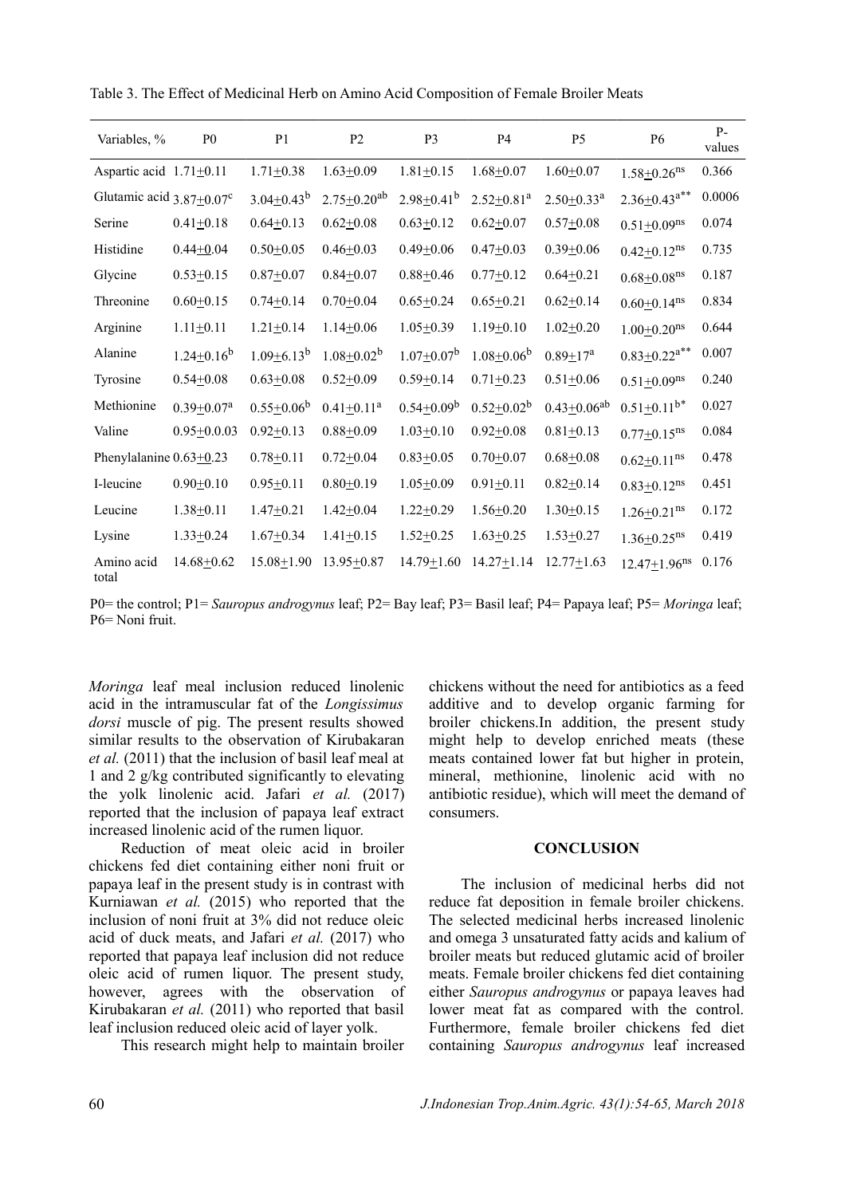Table 3. The Effect of Medicinal Herb on Amino Acid Composition of Female Broiler Meats

| Variables, % | P0 | P1 | P2 | P3 | P4 | P5 | P6 | P-values |
|---|---|---|---|---|---|---|---|---|
| Aspartic acid | 1.71+0.11 | 1.71+0.38 | 1.63+0.09 | 1.81+0.15 | 1.68+0.07 | 1.60+0.07 | 1.58+0.26$^{ns}$ | 0.366 |
| Glutamic acid | 3.87+0.07$^{c}$ | 3.04+0.43$^{b}$ | 2.75+0.20$^{ab}$ | 2.98+0.41$^{b}$ | 2.52+0.81$^{a}$ | 2.50+0.33$^{a}$ | 2.36+0.43$^{a**}$ | 0.0006 |
| Serine | 0.41+0.18 | 0.64+0.13 | 0.62+0.08 | 0.63+0.12 | 0.62+0.07 | 0.57+0.08 | 0.51+0.09$^{ns}$ | 0.074 |
| Histidine | 0.44+0.04 | 0.50+0.05 | 0.46+0.03 | 0.49+0.06 | 0.47+0.03 | 0.39+0.06 | 0.42+0.12$^{ns}$ | 0.735 |
| Glycine | 0.53+0.15 | 0.87+0.07 | 0.84+0.07 | 0.88+0.46 | 0.77+0.12 | 0.64+0.21 | 0.68+0.08$^{ns}$ | 0.187 |
| Threonine | 0.60+0.15 | 0.74+0.14 | 0.70+0.04 | 0.65+0.24 | 0.65+0.21 | 0.62+0.14 | 0.60+0.14$^{ns}$ | 0.834 |
| Arginine | 1.11+0.11 | 1.21+0.14 | 1.14+0.06 | 1.05+0.39 | 1.19+0.10 | 1.02+0.20 | 1.00+0.20$^{ns}$ | 0.644 |
| Alanine | 1.24+0.16$^{b}$ | 1.09+6.13$^{b}$ | 1.08+0.02$^{b}$ | 1.07+0.07$^{b}$ | 1.08+0.06$^{b}$ | 0.89+17$^{a}$ | 0.83+0.22$^{a**}$ | 0.007 |
| Tyrosine | 0.54+0.08 | 0.63+0.08 | 0.52+0.09 | 0.59+0.14 | 0.71+0.23 | 0.51+0.06 | 0.51+0.09$^{ns}$ | 0.240 |
| Methionine | 0.39+0.07$^{a}$ | 0.55+0.06$^{b}$ | 0.41+0.11$^{a}$ | 0.54+0.09$^{b}$ | 0.52+0.02$^{b}$ | 0.43+0.06$^{ab}$ | 0.51+0.11$^{b*}$ | 0.027 |
| Valine | 0.95+0.0.03 | 0.92+0.13 | 0.88+0.09 | 1.03+0.10 | 0.92+0.08 | 0.81+0.13 | 0.77+0.15$^{ns}$ | 0.084 |
| Phenylalanine | 0.63+0.23 | 0.78+0.11 | 0.72+0.04 | 0.83+0.05 | 0.70+0.07 | 0.68+0.08 | 0.62+0.11$^{ns}$ | 0.478 |
| I-leucine | 0.90+0.10 | 0.95+0.11 | 0.80+0.19 | 1.05+0.09 | 0.91+0.11 | 0.82+0.14 | 0.83+0.12$^{ns}$ | 0.451 |
| Leucine | 1.38+0.11 | 1.47+0.21 | 1.42+0.04 | 1.22+0.29 | 1.56+0.20 | 1.30+0.15 | 1.26+0.21$^{ns}$ | 0.172 |
| Lysine | 1.33+0.24 | 1.67+0.34 | 1.41+0.15 | 1.52+0.25 | 1.63+0.25 | 1.53+0.27 | 1.36+0.25$^{ns}$ | 0.419 |
| Amino acid total | 14.68+0.62 | 15.08+1.90 | 13.95+0.87 | 14.79+1.60 | 14.27+1.14 | 12.77+1.63 | 12.47+1.96$^{ns}$ | 0.176 |

P0= the control; P1= *Sauropus androgynus* leaf; P2= Bay leaf; P3= Basil leaf; P4= Papaya leaf; P5= *Moringa* leaf; P6= Noni fruit.

*Moringa* leaf meal inclusion reduced linolenic acid in the intramuscular fat of the *Longissimus dorsi* muscle of pig. The present results showed similar results to the observation of Kirubakaran *et al.* (2011) that the inclusion of basil leaf meal at 1 and 2 g/kg contributed significantly to elevating the yolk linolenic acid. Jafari *et al.* (2017) reported that the inclusion of papaya leaf extract increased linolenic acid of the rumen liquor.

Reduction of meat oleic acid in broiler chickens fed diet containing either noni fruit or papaya leaf in the present study is in contrast with Kurniawan *et al.* (2015) who reported that the inclusion of noni fruit at 3% did not reduce oleic acid of duck meats, and Jafari *et al.* (2017) who reported that papaya leaf inclusion did not reduce oleic acid of rumen liquor. The present study, however, agrees with the observation of Kirubakaran *et al.* (2011) who reported that basil leaf inclusion reduced oleic acid of layer yolk.

This research might help to maintain broiler chickens without the need for antibiotics as a feed additive and to develop organic farming for broiler chickens.In addition, the present study might help to develop enriched meats (these meats contained lower fat but higher in protein, mineral, methionine, linolenic acid with no antibiotic residue), which will meet the demand of consumers.

## CONCLUSION

The inclusion of medicinal herbs did not reduce fat deposition in female broiler chickens. The selected medicinal herbs increased linolenic and omega 3 unsaturated fatty acids and kalium of broiler meats but reduced glutamic acid of broiler meats. Female broiler chickens fed diet containing either *Sauropus androgynus* or papaya leaves had lower meat fat as compared with the control. Furthermore, female broiler chickens fed diet containing *Sauropus androgynus* leaf increased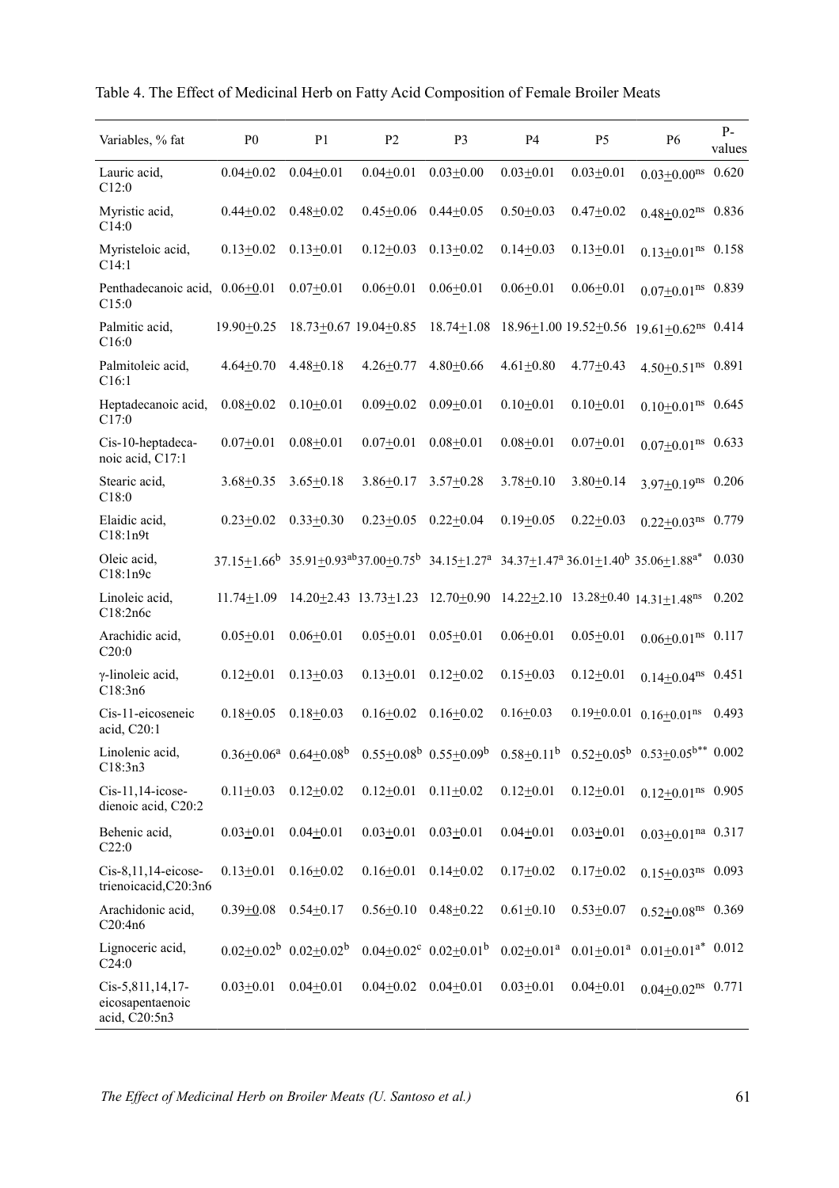Table 4. The Effect of Medicinal Herb on Fatty Acid Composition of Female Broiler Meats

| Variables, % fat | P0 | P1 | P2 | P3 | P4 | P5 | P6 | P-values |
|---|---|---|---|---|---|---|---|---|
| Lauric acid, C12:0 | 0.04±0.02 | 0.04±0.01 | 0.04±0.01 | 0.03±0.00 | 0.03±0.01 | 0.03±0.01 | 0.03±0.00[ns] | 0.620 |
| Myristic acid, C14:0 | 0.44±0.02 | 0.48±0.02 | 0.45±0.06 | 0.44±0.05 | 0.50±0.03 | 0.47±0.02 | 0.48±0.02[ns] | 0.836 |
| Myristeloic acid, C14:1 | 0.13±0.02 | 0.13±0.01 | 0.12±0.03 | 0.13±0.02 | 0.14±0.03 | 0.13±0.01 | 0.13±0.01[ns] | 0.158 |
| Penthadecanoic acid, C15:0 | 0.06±0.01 | 0.07±0.01 | 0.06±0.01 | 0.06±0.01 | 0.06±0.01 | 0.06±0.01 | 0.07±0.01[ns] | 0.839 |
| Palmitic acid, C16:0 | 19.90±0.25 | 18.73±0.67 | 19.04±0.85 | 18.74±1.08 | 18.96±1.00 | 19.52±0.56 | 19.61±0.62[ns] | 0.414 |
| Palmitoleic acid, C16:1 | 4.64±0.70 | 4.48±0.18 | 4.26±0.77 | 4.80±0.66 | 4.61±0.80 | 4.77±0.43 | 4.50±0.51[ns] | 0.891 |
| Heptadecanoic acid, C17:0 | 0.08±0.02 | 0.10±0.01 | 0.09±0.02 | 0.09±0.01 | 0.10±0.01 | 0.10±0.01 | 0.10±0.01[ns] | 0.645 |
| Cis-10-heptadeca-noic acid, C17:1 | 0.07±0.01 | 0.08±0.01 | 0.07±0.01 | 0.08±0.01 | 0.08±0.01 | 0.07±0.01 | 0.07±0.01[ns] | 0.633 |
| Stearic acid, C18:0 | 3.68±0.35 | 3.65±0.18 | 3.86±0.17 | 3.57±0.28 | 3.78±0.10 | 3.80±0.14 | 3.97±0.19[ns] | 0.206 |
| Elaidic acid, C18:1n9t | 0.23±0.02 | 0.33±0.30 | 0.23±0.05 | 0.22±0.04 | 0.19±0.05 | 0.22±0.03 | 0.22±0.03[ns] | 0.779 |
| Oleic acid, C18:1n9c | 37.15±1.66[b] | 35.91±0.93[ab] | 37.00±0.75[b] | 34.15±1.27[a] | 34.37±1.47[a] | 36.01±1.40[b] | 35.06±1.88[a*] | 0.030 |
| Linoleic acid, C18:2n6c | 11.74±1.09 | 14.20±2.43 | 13.73±1.23 | 12.70±0.90 | 14.22±2.10 | 13.28±0.40 | 14.31±1.48[ns] | 0.202 |
| Arachidic acid, C20:0 | 0.05±0.01 | 0.06±0.01 | 0.05±0.01 | 0.05±0.01 | 0.06±0.01 | 0.05±0.01 | 0.06±0.01[ns] | 0.117 |
| γ-linoleic acid, C18:3n6 | 0.12±0.01 | 0.13±0.03 | 0.13±0.01 | 0.12±0.02 | 0.15±0.03 | 0.12±0.01 | 0.14±0.04[ns] | 0.451 |
| Cis-11-eicoseneic acid, C20:1 | 0.18±0.05 | 0.18±0.03 | 0.16±0.02 | 0.16±0.02 | 0.16±0.03 | 0.19±0.0.01 | 0.16±0.01[ns] | 0.493 |
| Linolenic acid, C18:3n3 | 0.36±0.06[a] | 0.64±0.08[b] | 0.55±0.08[b] | 0.55±0.09[b] | 0.58±0.11[b] | 0.52±0.05[b] | 0.53±0.05[b**] | 0.002 |
| Cis-11,14-icose-dienoic acid, C20:2 | 0.11±0.03 | 0.12±0.02 | 0.12±0.01 | 0.11±0.02 | 0.12±0.01 | 0.12±0.01 | 0.12±0.01[ns] | 0.905 |
| Behenic acid, C22:0 | 0.03±0.01 | 0.04±0.01 | 0.03±0.01 | 0.03±0.01 | 0.04±0.01 | 0.03±0.01 | 0.03±0.01[na] | 0.317 |
| Cis-8,11,14-eicose-trienoicacid,C20:3n6 | 0.13±0.01 | 0.16±0.02 | 0.16±0.01 | 0.14±0.02 | 0.17±0.02 | 0.17±0.02 | 0.15±0.03[ns] | 0.093 |
| Arachidonic acid, C20:4n6 | 0.39±0.08 | 0.54±0.17 | 0.56±0.10 | 0.48±0.22 | 0.61±0.10 | 0.53±0.07 | 0.52±0.08[ns] | 0.369 |
| Lignoceric acid, C24:0 | 0.02±0.02[b] | 0.02±0.02[b] | 0.04±0.02[c] | 0.02±0.01[b] | 0.02±0.01[a] | 0.01±0.01[a] | 0.01±0.01[a*] | 0.012 |
| Cis-5,811,14,17-eicosapentaenoic acid, C20:5n3 | 0.03±0.01 | 0.04±0.01 | 0.04±0.02 | 0.04±0.01 | 0.03±0.01 | 0.04±0.01 | 0.04±0.02[ns] | 0.771 |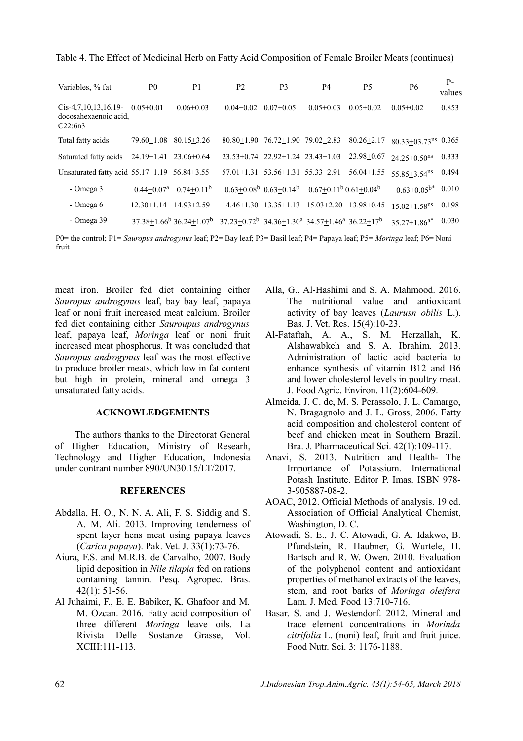Table 4. The Effect of Medicinal Herb on Fatty Acid Composition of Female Broiler Meats (continues)

| Variables, % fat | P0 | P1 | P2 | P3 | P4 | P5 | P6 | P-values |
|---|---|---|---|---|---|---|---|---|
| Cis-4,7,10,13,16,19-docosahexaenoic acid, C22:6n3 | 0.05+0.01 | 0.06+0.03 | 0.04+0.02 | 0.07+0.05 | 0.05+0.03 | 0.05+0.02 | 0.05+0.02 | 0.853 |
| Total fatty acids | 79.60+1.08 | 80.15+3.26 | 80.80+1.90 | 76.72+1.90 | 79.02+2.83 | 80.26+2.17 | 80.33+03.73$^{ns}$ | 0.365 |
| Saturated fatty acids | 24.19+1.41 | 23.06+0.64 | 23.53+0.74 | 22.92+1.24 | 23.43+1.03 | 23.98+0.67 | 24.25+0.50$^{ns}$ | 0.333 |
| Unsaturated fatty acid | 55.17+1.19 | 56.84+3.55 | 57.01+1.31 | 53.56+1.31 | 55.33+2.91 | 56.04+1.55 | 55.85+3.54$^{ns}$ | 0.494 |
| - Omega 3 | 0.44+0.07$^{a}$ | 0.74+0.11$^{b}$ | 0.63+0.08$^{b}$ | 0.63+0.14$^{b}$ | 0.67+0.11$^{b}$ | 0.61+0.04$^{b}$ | 0.63+0.05$^{b*}$ | 0.010 |
| - Omega 6 | 12.30+1.14 | 14.93+2.59 | 14.46+1.30 | 13.35+1.13 | 15.03+2.20 | 13.98+0.45 | 15.02+1.58$^{ns}$ | 0.198 |
| - Omega 39 | 37.38+1.66$^{b}$ | 36.24+1.07$^{b}$ | 37.23+0.72$^{b}$ | 34.36+1.30$^{a}$ | 34.57+1.46$^{a}$ | 36.22+17$^{b}$ | 35.27+1.86$^{a*}$ | 0.030 |

P0= the control; P1= *Sauropus androgynus* leaf; P2= Bay leaf; P3= Basil leaf; P4= Papaya leaf; P5= *Moringa* leaf; P6= Noni fruit

meat iron. Broiler fed diet containing either *Sauropus androgynus* leaf, bay bay leaf, papaya leaf or noni fruit increased meat calcium. Broiler fed diet containing either *Sauroupus androgynus* leaf, papaya leaf, *Moringa* leaf or noni fruit increased meat phosphorus. It was concluded that *Sauropus androgynus* leaf was the most effective to produce broiler meats, which low in fat content but high in protein, mineral and omega 3 unsaturated fatty acids.

## ACKNOWLEDGEMENTS

The authors thanks to the Directorat General of Higher Education, Ministry of Researh, Technology and Higher Education, Indonesia under contrant number 890/UN30.15/LT/2017.

## REFERENCES

Abdalla, H. O., N. N. A. Ali, F. S. Siddig and S. A. M. Ali. 2013. Improving tenderness of spent layer hens meat using papaya leaves (*Carica papaya*). Pak. Vet. J. 33(1):73-76.

Aiura, F.S. and M.R.B. de Carvalho, 2007. Body lipid deposition in *Nile tilapia* fed on rations containing tannin. Pesq. Agropec. Bras. 42(1): 51-56.

Al Juhaimi, F., E. E. Babiker, K. Ghafoor and M. M. Ozcan. 2016. Fatty acid composition of three different *Moringa* leave oils. La Rivista Delle Sostanze Grasse, Vol. XCIII:111-113.

Alla, G., Al-Hashimi and S. A. Mahmood. 2016. The nutritional value and antioxidant activity of bay leaves (*Laurusn obilis* L.). Bas. J. Vet. Res. 15(4):10-23.

Al-Fataftah, A. A., S. M. Herzallah, K. Alshawabkeh and S. A. Ibrahim. 2013. Administration of lactic acid bacteria to enhance synthesis of vitamin B12 and B6 and lower cholesterol levels in poultry meat. J. Food Agric. Environ. 11(2):604-609.

Almeida, J. C. de, M. S. Perassolo, J. L. Camargo, N. Bragagnolo and J. L. Gross, 2006. Fatty acid composition and cholesterol content of beef and chicken meat in Southern Brazil. Bra. J. Pharmaceutical Sci. 42(1):109-117.

Anavi, S. 2013. Nutrition and Health- The Importance of Potassium. International Potash Institute. Editor P. Imas. ISBN 978-3-905887-08-2.

AOAC, 2012. Official Methods of analysis. 19 ed. Association of Official Analytical Chemist, Washington, D. C.

Atowadi, S. E., J. C. Atowadi, G. A. Idakwo, B. Pfundstein, R. Haubner, G. Wurtele, H. Bartsch and R. W. Owen. 2010. Evaluation of the polyphenol content and antioxidant properties of methanol extracts of the leaves, stem, and root barks of *Moringa oleifera* Lam. J. Med. Food 13:710-716.

Basar, S. and J. Westendorf. 2012. Mineral and trace element concentrations in *Morinda citrifolia* L. (noni) leaf, fruit and fruit juice. Food Nutr. Sci. 3: 1176-1188.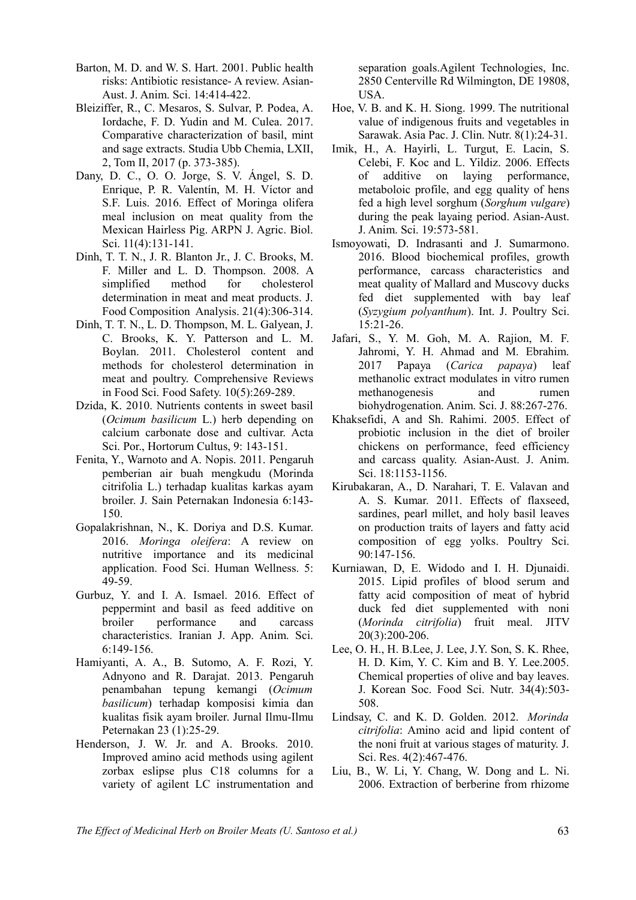Barton, M. D. and W. S. Hart. 2001. Public health risks: Antibiotic resistance- A review. Asian-Aust. J. Anim. Sci. 14:414-422.

Bleiziffer, R., C. Mesaros, S. Sulvar, P. Podea, A. Iordache, F. D. Yudin and M. Culea. 2017. Comparative characterization of basil, mint and sage extracts. Studia Ubb Chemia, LXII, 2, Tom II, 2017 (p. 373-385).

Dany, D. C., O. O. Jorge, S. V. Ángel, S. D. Enrique, P. R. Valentín, M. H. Víctor and S.F. Luis. 2016. Effect of Moringa olifera meal inclusion on meat quality from the Mexican Hairless Pig. ARPN J. Agric. Biol. Sci. 11(4):131-141.

Dinh, T. T. N., J. R. Blanton Jr., J. C. Brooks, M. F. Miller and L. D. Thompson. 2008. A simplified method for cholesterol determination in meat and meat products. J. Food Composition Analysis. 21(4):306-314.

Dinh, T. T. N., L. D. Thompson, M. L. Galyean, J. C. Brooks, K. Y. Patterson and L. M. Boylan. 2011. Cholesterol content and methods for cholesterol determination in meat and poultry. Comprehensive Reviews in Food Sci. Food Safety. 10(5):269-289.

Dzida, K. 2010. Nutrients contents in sweet basil (*Ocimum basilicum* L.) herb depending on calcium carbonate dose and cultivar. Acta Sci. Por., Hortorum Cultus, 9: 143-151.

Fenita, Y., Warnoto and A. Nopis. 2011. Pengaruh pemberian air buah mengkudu (Morinda citrifolia L.) terhadap kualitas karkas ayam broiler. J. Sain Peternakan Indonesia 6:143-150.

Gopalakrishnan, N., K. Doriya and D.S. Kumar. 2016. *Moringa oleifera*: A review on nutritive importance and its medicinal application. Food Sci. Human Wellness. 5: 49-59.

Gurbuz, Y. and I. A. Ismael. 2016. Effect of peppermint and basil as feed additive on broiler performance and carcass characteristics. Iranian J. App. Anim. Sci. 6:149-156.

Hamiyanti, A. A., B. Sutomo, A. F. Rozi, Y. Adnyono and R. Darajat. 2013. Pengaruh penambahan tepung kemangi (*Ocimum basilicum*) terhadap komposisi kimia dan kualitas fisik ayam broiler. Jurnal Ilmu-Ilmu Peternakan 23 (1):25-29.

Henderson, J. W. Jr. and A. Brooks. 2010. Improved amino acid methods using agilent zorbax eslipse plus C18 columns for a variety of agilent LC instrumentation and separation goals.Agilent Technologies, Inc. 2850 Centerville Rd Wilmington, DE 19808, USA.

Hoe, V. B. and K. H. Siong. 1999. The nutritional value of indigenous fruits and vegetables in Sarawak. Asia Pac. J. Clin. Nutr. 8(1):24-31.

Imik, H., A. Hayirli, L. Turgut, E. Lacin, S. Celebi, F. Koc and L. Yildiz. 2006. Effects of additive on laying performance, metaboloic profile, and egg quality of hens fed a high level sorghum (*Sorghum vulgare*) during the peak layaing period. Asian-Aust. J. Anim. Sci. 19:573-581.

Ismoyowati, D. Indrasanti and J. Sumarmono. 2016. Blood biochemical profiles, growth performance, carcass characteristics and meat quality of Mallard and Muscovy ducks fed diet supplemented with bay leaf (*Syzygium polyanthum*). Int. J. Poultry Sci. 15:21-26.

Jafari, S., Y. M. Goh, M. A. Rajion, M. F. Jahromi, Y. H. Ahmad and M. Ebrahim. 2017 Papaya (*Carica papaya*) leaf methanolic extract modulates in vitro rumen methanogenesis and rumen biohydrogenation. Anim. Sci. J. 88:267-276.

Khaksefidi, A and Sh. Rahimi. 2005. Effect of probiotic inclusion in the diet of broiler chickens on performance, feed efficiency and carcass quality. Asian-Aust. J. Anim. Sci. 18:1153-1156.

Kirubakaran, A., D. Narahari, T. E. Valavan and A. S. Kumar. 2011. Effects of flaxseed, sardines, pearl millet, and holy basil leaves on production traits of layers and fatty acid composition of egg yolks. Poultry Sci. 90:147-156.

Kurniawan, D, E. Widodo and I. H. Djunaidi. 2015. Lipid profiles of blood serum and fatty acid composition of meat of hybrid duck fed diet supplemented with noni (*Morinda citrifolia*) fruit meal. JITV 20(3):200-206.

Lee, O. H., H. B.Lee, J. Lee, J.Y. Son, S. K. Rhee, H. D. Kim, Y. C. Kim and B. Y. Lee.2005. Chemical properties of olive and bay leaves. J. Korean Soc. Food Sci. Nutr. 34(4):503-508.

Lindsay, C. and K. D. Golden. 2012. *Morinda citrifolia*: Amino acid and lipid content of the noni fruit at various stages of maturity. J. Sci. Res. 4(2):467-476.

Liu, B., W. Li, Y. Chang, W. Dong and L. Ni. 2006. Extraction of berberine from rhizome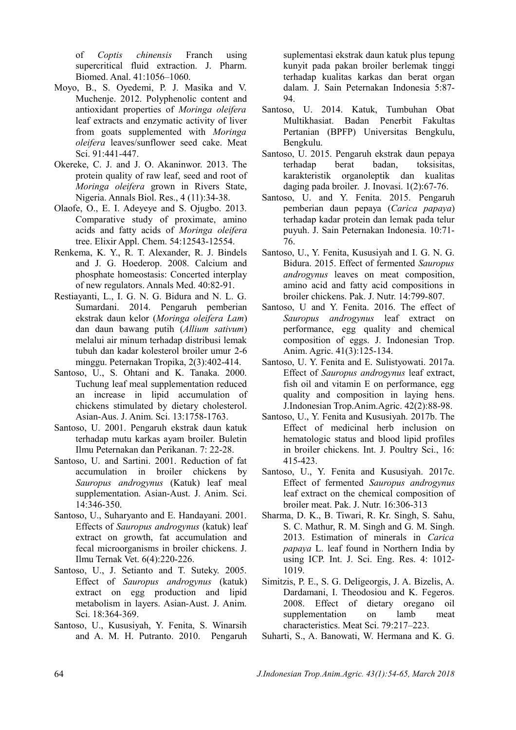of *Coptis chinensis* Franch using supercritical fluid extraction. J. Pharm. Biomed. Anal. 41:1056–1060.

Moyo, B., S. Oyedemi, P. J. Masika and V. Muchenje. 2012. Polyphenolic content and antioxidant properties of *Moringa oleifera* leaf extracts and enzymatic activity of liver from goats supplemented with *Moringa oleifera* leaves/sunflower seed cake. Meat Sci. 91:441-447.

Okereke, C. J. and J. O. Akaninwor. 2013. The protein quality of raw leaf, seed and root of *Moringa oleifera* grown in Rivers State, Nigeria. Annals Biol. Res., 4 (11):34-38.

Olaofe, O., E. I. Adeyeye and S. Ojugbo. 2013. Comparative study of proximate, amino acids and fatty acids of *Moringa oleifera* tree. Elixir Appl. Chem. 54:12543-12554.

Renkema, K. Y., R. T. Alexander, R. J. Bindels and J. G. Hoederop. 2008. Calcium and phosphate homeostasis: Concerted interplay of new regulators. Annals Med. 40:82-91.

Restiayanti, L., I. G. N. G. Bidura and N. L. G. Sumardani. 2014. Pengaruh pemberian ekstrak daun kelor (*Moringa oleifera Lam*) dan daun bawang putih (*Allium sativum*) melalui air minum terhadap distribusi lemak tubuh dan kadar kolesterol broiler umur 2-6 minggu. Peternakan Tropika, 2(3):402-414.

Santoso, U., S. Ohtani and K. Tanaka. 2000. Tuchung leaf meal supplementation reduced an increase in lipid accumulation of chickens stimulated by dietary cholesterol. Asian-Aus. J. Anim. Sci. 13:1758-1763.

Santoso, U. 2001. Pengaruh ekstrak daun katuk terhadap mutu karkas ayam broiler. Buletin Ilmu Peternakan dan Perikanan. 7: 22-28.

Santoso, U. and Sartini. 2001. Reduction of fat accumulation in broiler chickens by *Sauropus androgynus* (Katuk) leaf meal supplementation. Asian-Aust. J. Anim. Sci. 14:346-350.

Santoso, U., Suharyanto and E. Handayani. 2001. Effects of *Sauropus androgynus* (katuk) leaf extract on growth, fat accumulation and fecal microorganisms in broiler chickens. J. Ilmu Ternak Vet. 6(4):220-226.

Santoso, U., J. Setianto and T. Suteky. 2005. Effect of *Sauropus androgynus* (katuk) extract on egg production and lipid metabolism in layers. Asian-Aust. J. Anim. Sci. 18:364-369.

Santoso, U., Kususiyah, Y. Fenita, S. Winarsih and A. M. H. Putranto. 2010. Pengaruh suplementasi ekstrak daun katuk plus tepung kunyit pada pakan broiler berlemak tinggi terhadap kualitas karkas dan berat organ dalam. J. Sain Peternakan Indonesia 5:87-94.

Santoso, U. 2014. Katuk, Tumbuhan Obat Multikhasiat. Badan Penerbit Fakultas Pertanian (BPFP) Universitas Bengkulu, Bengkulu.

Santoso, U. 2015. Pengaruh ekstrak daun pepaya terhadap berat badan, toksisitas, karakteristik organoleptik dan kualitas daging pada broiler. J. Inovasi. 1(2):67-76.

Santoso, U. and Y. Fenita. 2015. Pengaruh pemberian daun pepaya (*Carica papaya*) terhadap kadar protein dan lemak pada telur puyuh. J. Sain Peternakan Indonesia. 10:71-76.

Santoso, U., Y. Fenita, Kususiyah and I. G. N. G. Bidura. 2015. Effect of fermented *Sauropus androgynus* leaves on meat composition, amino acid and fatty acid compositions in broiler chickens. Pak. J. Nutr. 14:799-807.

Santoso, U and Y. Fenita. 2016. The effect of *Sauropus androgynus* leaf extract on performance, egg quality and chemical composition of eggs. J. Indonesian Trop. Anim. Agric. 41(3):125-134.

Santoso, U. Y. Fenita and E. Sulistyowati. 2017a. Effect of *Sauropus androgynus* leaf extract, fish oil and vitamin E on performance, egg quality and composition in laying hens. J.Indonesian Trop.Anim.Agric. 42(2):88-98.

Santoso, U., Y. Fenita and Kususiyah. 2017b. The Effect of medicinal herb inclusion on hematologic status and blood lipid profiles in broiler chickens. Int. J. Poultry Sci., 16: 415-423.

Santoso, U., Y. Fenita and Kususiyah. 2017c. Effect of fermented *Sauropus androgynus* leaf extract on the chemical composition of broiler meat. Pak. J. Nutr. 16:306-313

Sharma, D. K., B. Tiwari, R. Kr. Singh, S. Sahu, S. C. Mathur, R. M. Singh and G. M. Singh. 2013. Estimation of minerals in *Carica papaya* L. leaf found in Northern India by using ICP. Int. J. Sci. Eng. Res. 4: 1012-1019.

Simitzis, P. E., S. G. Deligeorgis, J. A. Bizelis, A. Dardamani, I. Theodosiou and K. Fegeros. 2008. Effect of dietary oregano oil supplementation on lamb meat characteristics. Meat Sci. 79:217–223.

Suharti, S., A. Banowati, W. Hermana and K. G.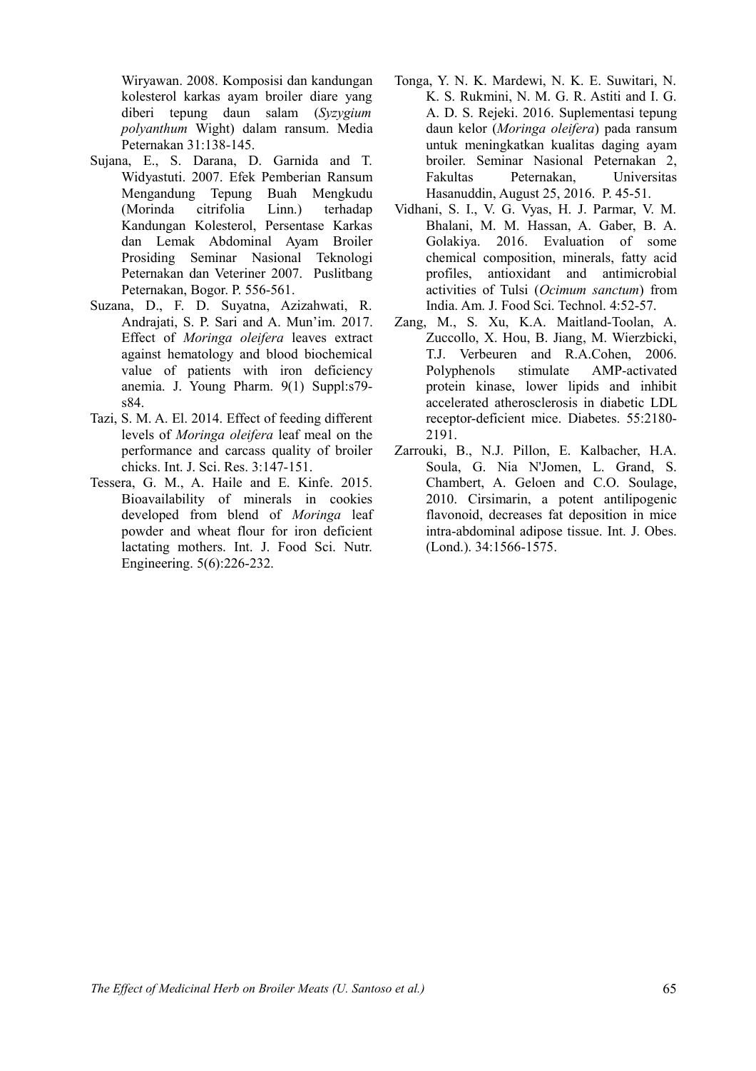Wiryawan. 2008. Komposisi dan kandungan kolesterol karkas ayam broiler diare yang diberi tepung daun salam (*Syzygium polyanthum* Wight) dalam ransum. Media Peternakan 31:138-145.

Sujana, E., S. Darana, D. Garnida and T. Widyastuti. 2007. Efek Pemberian Ransum Mengandung Tepung Buah Mengkudu (Morinda citrifolia Linn.) terhadap Kandungan Kolesterol, Persentase Karkas dan Lemak Abdominal Ayam Broiler Prosiding Seminar Nasional Teknologi Peternakan dan Veteriner 2007. Puslitbang Peternakan, Bogor. P. 556-561.

Suzana, D., F. D. Suyatna, Azizahwati, R. Andrajati, S. P. Sari and A. Mun'im. 2017. Effect of *Moringa oleifera* leaves extract against hematology and blood biochemical value of patients with iron deficiency anemia. J. Young Pharm. 9(1) Suppl:s79-s84.

Tazi, S. M. A. El. 2014. Effect of feeding different levels of *Moringa oleifera* leaf meal on the performance and carcass quality of broiler chicks. Int. J. Sci. Res. 3:147-151.

Tessera, G. M., A. Haile and E. Kinfe. 2015. Bioavailability of minerals in cookies developed from blend of *Moringa* leaf powder and wheat flour for iron deficient lactating mothers. Int. J. Food Sci. Nutr. Engineering. 5(6):226-232.

Tonga, Y. N. K. Mardewi, N. K. E. Suwitari, N. K. S. Rukmini, N. M. G. R. Astiti and I. G. A. D. S. Rejeki. 2016. Suplementasi tepung daun kelor (*Moringa oleifera*) pada ransum untuk meningkatkan kualitas daging ayam broiler. Seminar Nasional Peternakan 2, Fakultas Peternakan, Universitas Hasanuddin, August 25, 2016. P. 45-51.

Vidhani, S. I., V. G. Vyas, H. J. Parmar, V. M. Bhalani, M. M. Hassan, A. Gaber, B. A. Golakiya. 2016. Evaluation of some chemical composition, minerals, fatty acid profiles, antioxidant and antimicrobial activities of Tulsi (*Ocimum sanctum*) from India. Am. J. Food Sci. Technol. 4:52-57.

Zang, M., S. Xu, K.A. Maitland-Toolan, A. Zuccollo, X. Hou, B. Jiang, M. Wierzbicki, T.J. Verbeuren and R.A.Cohen, 2006. Polyphenols stimulate AMP-activated protein kinase, lower lipids and inhibit accelerated atherosclerosis in diabetic LDL receptor-deficient mice. Diabetes. 55:2180-2191.

Zarrouki, B., N.J. Pillon, E. Kalbacher, H.A. Soula, G. Nia N'Jomen, L. Grand, S. Chambert, A. Geloen and C.O. Soulage, 2010. Cirsimarin, a potent antilipogenic flavonoid, decreases fat deposition in mice intra-abdominal adipose tissue. Int. J. Obes. (Lond.). 34:1566-1575.